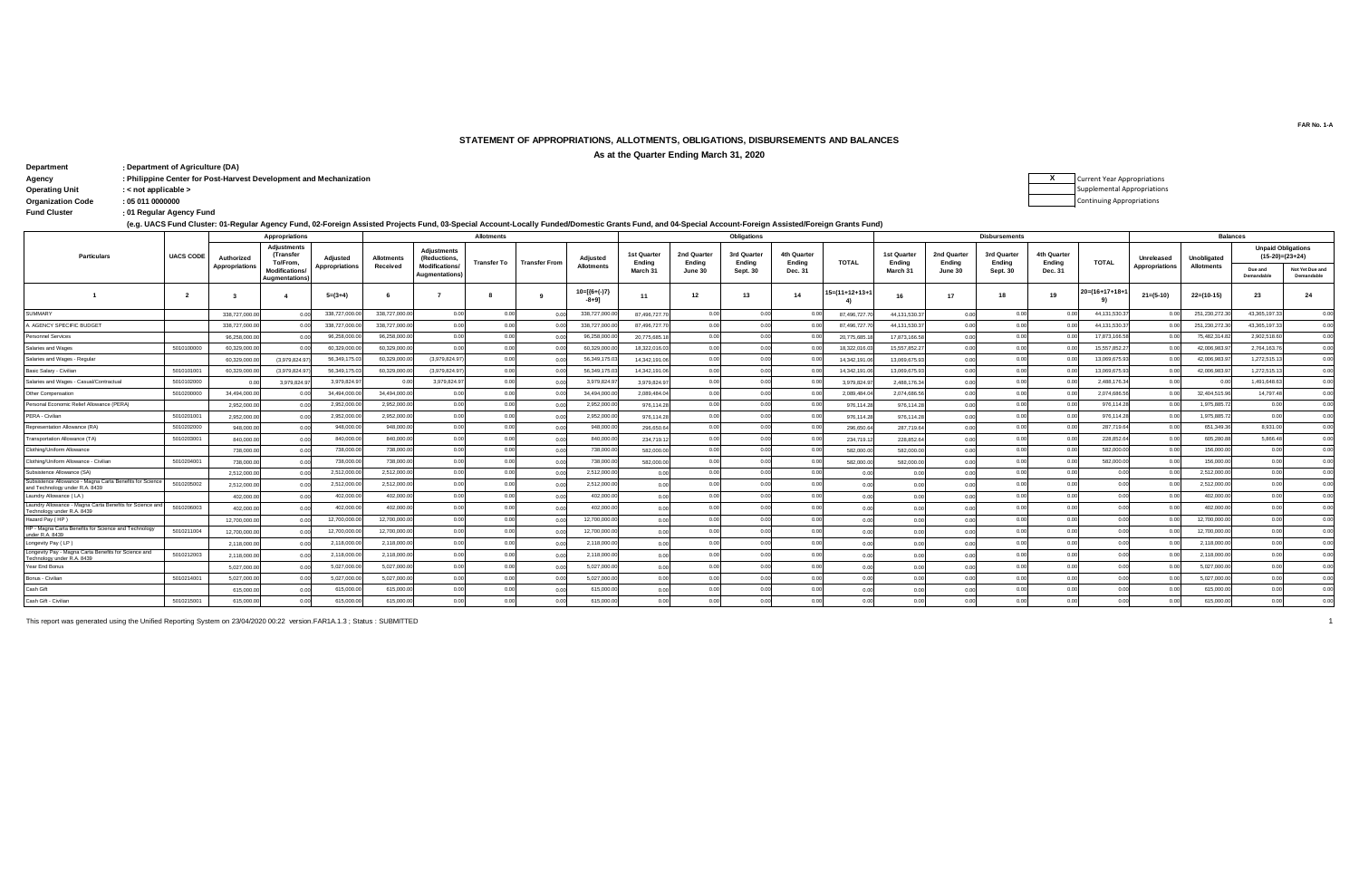FAR No. 1-A

# STATEMENT OF APPROPRIATIONS, ALLOTMENTS, OBLIGATIONS, DISBURSEMENTS AND BALANCES

As at the Quarter Ending March 31, 2020

**Department** : Department of Agriculture (DA)
**Agency** : Philippine Center for Post-Harvest Development and Mechanization
**Operating Unit** : < not applicable >
**Organization Code** : 05 011 0000000
**Fund Cluster** : 01 Regular Agency Fund

(e.g. UACS Fund Cluster: 01-Regular Agency Fund, 02-Foreign Assisted Projects Fund, 03-Special Account-Locally Funded/Domestic Grants Fund, and 04-Special Account-Foreign Assisted/Foreign Grants Fund)

| X | Current Year Appropriations |
|---|---|
| | Supplemental Appropriations |
| | Continuing Appropriations |

| Particulars | UACS CODE | Appropriations | | | Allotments | | | | | Obligations | | | | | Disbursements | | | | | Balances | | | |
|---|---|---|---|---|---|---|---|---|---|---|---|---|---|---|---|---|---|---|---|---|---|---|---|
| | | Authorized Appropriations | Adjustments (Transfer To/From, Modifications/ Augmentations) | Adjusted Appropriations | Allotments Received | Adjustments (Reductions, Modifications/ Augmentations) | Transfer To | Transfer From | Adjusted Allotments | 1st Quarter Ending March 31 | 2nd Quarter Ending June 30 | 3rd Quarter Ending Sept. 30 | 4th Quarter Ending Dec. 31 | TOTAL | 1st Quarter Ending March 31 | 2nd Quarter Ending June 30 | 3rd Quarter Ending Sept. 30 | 4th Quarter Ending Dec. 31 | TOTAL | Unreleased Appropriations | Unobligated Allotments | Unpaid Obligations (15-20)=(23+24) Due and Demandable | Unpaid Obligations (15-20)=(23+24) Not Yet Due and Demandable |
| 1 | 2 | 3 | 4 | 5=(3+4) | 6 | 7 | 8 | 9 | 10=[{6+(-)7}-8+9] | 11 | 12 | 13 | 14 | 15=(11+12+13+14) | 16 | 17 | 18 | 19 | 20=(16+17+18+19) | 21=(5-10) | 22=(10-15) | 23 | 24 |
| SUMMARY | | 338,727,000.00 | 0.00 | 338,727,000.00 | 338,727,000.00 | 0.00 | 0.00 | 0.00 | 338,727,000.00 | 87,496,727.70 | 0.00 | 0.00 | 0.00 | 87,496,727.70 | 44,131,530.37 | 0.00 | 0.00 | 0.00 | 44,131,530.37 | 0.00 | 251,230,272.30 | 43,365,197.33 | 0.00 |
| A. AGENCY SPECIFIC BUDGET | | 338,727,000.00 | 0.00 | 338,727,000.00 | 338,727,000.00 | 0.00 | 0.00 | 0.00 | 338,727,000.00 | 87,496,727.70 | 0.00 | 0.00 | 0.00 | 87,496,727.70 | 44,131,530.37 | 0.00 | 0.00 | 0.00 | 44,131,530.37 | 0.00 | 251,230,272.30 | 43,365,197.33 | 0.00 |
| Personnel Services | | 96,258,000.00 | 0.00 | 96,258,000.00 | 96,258,000.00 | 0.00 | 0.00 | 0.00 | 96,258,000.00 | 20,775,685.18 | 0.00 | 0.00 | 0.00 | 20,775,685.18 | 17,873,166.58 | 0.00 | 0.00 | 0.00 | 17,873,166.58 | 0.00 | 75,482,314.82 | 2,902,518.60 | 0.00 |
| Salaries and Wages | 5010100000 | 60,329,000.00 | 0.00 | 60,329,000.00 | 60,329,000.00 | 0.00 | 0.00 | 0.00 | 60,329,000.00 | 18,322,016.03 | 0.00 | 0.00 | 0.00 | 18,322,016.03 | 15,557,852.27 | 0.00 | 0.00 | 0.00 | 15,557,852.27 | 0.00 | 42,006,983.97 | 2,764,163.76 | 0.00 |
| Salaries and Wages - Regular | | 60,329,000.00 | (3,979,824.97) | 56,349,175.03 | 60,329,000.00 | (3,979,824.97) | 0.00 | 0.00 | 56,349,175.03 | 14,342,191.06 | 0.00 | 0.00 | 0.00 | 14,342,191.06 | 13,069,675.93 | 0.00 | 0.00 | 0.00 | 13,069,675.93 | 0.00 | 42,006,983.97 | 1,272,515.13 | 0.00 |
| Basic Salary - Civilian | 5010101001 | 60,329,000.00 | (3,979,824.97) | 56,349,175.03 | 60,329,000.00 | (3,979,824.97) | 0.00 | 0.00 | 56,349,175.03 | 14,342,191.06 | 0.00 | 0.00 | 0.00 | 14,342,191.06 | 13,069,675.93 | 0.00 | 0.00 | 0.00 | 13,069,675.93 | 0.00 | 42,006,983.97 | 1,272,515.13 | 0.00 |
| Salaries and Wages - Casual/Contractual | 5010102000 | 0.00 | 3,979,824.97 | 3,979,824.97 | 0.00 | 3,979,824.97 | 0.00 | 0.00 | 3,979,824.97 | 3,979,824.97 | 0.00 | 0.00 | 0.00 | 3,979,824.97 | 2,488,176.34 | 0.00 | 0.00 | 0.00 | 2,488,176.34 | 0.00 | 0.00 | 1,491,648.63 | 0.00 |
| Other Compensation | 5010200000 | 34,494,000.00 | 0.00 | 34,494,000.00 | 34,494,000.00 | 0.00 | 0.00 | 0.00 | 34,494,000.00 | 2,089,484.04 | 0.00 | 0.00 | 0.00 | 2,089,484.04 | 2,074,686.56 | 0.00 | 0.00 | 0.00 | 2,074,686.56 | 0.00 | 32,404,515.96 | 14,797.48 | 0.00 |
| Personal Economic Relief Allowance (PERA) | | 2,952,000.00 | 0.00 | 2,952,000.00 | 2,952,000.00 | 0.00 | 0.00 | 0.00 | 2,952,000.00 | 976,114.28 | 0.00 | 0.00 | 0.00 | 976,114.28 | 976,114.28 | 0.00 | 0.00 | 0.00 | 976,114.28 | 0.00 | 1,975,885.72 | 0.00 | 0.00 |
| PERA - Civilian | 5010201001 | 2,952,000.00 | 0.00 | 2,952,000.00 | 2,952,000.00 | 0.00 | 0.00 | 0.00 | 2,952,000.00 | 976,114.28 | 0.00 | 0.00 | 0.00 | 976,114.28 | 976,114.28 | 0.00 | 0.00 | 0.00 | 976,114.28 | 0.00 | 1,975,885.72 | 0.00 | 0.00 |
| Representation Allowance (RA) | 5010202000 | 948,000.00 | 0.00 | 948,000.00 | 948,000.00 | 0.00 | 0.00 | 0.00 | 948,000.00 | 296,650.64 | 0.00 | 0.00 | 0.00 | 296,650.64 | 287,719.64 | 0.00 | 0.00 | 0.00 | 287,719.64 | 0.00 | 651,349.36 | 8,931.00 | 0.00 |
| Transportation Allowance (TA) | 5010203001 | 840,000.00 | 0.00 | 840,000.00 | 840,000.00 | 0.00 | 0.00 | 0.00 | 840,000.00 | 234,719.12 | 0.00 | 0.00 | 0.00 | 234,719.12 | 228,852.64 | 0.00 | 0.00 | 0.00 | 228,852.64 | 0.00 | 605,280.88 | 5,866.48 | 0.00 |
| Clothing/Uniform Allowance | | 738,000.00 | 0.00 | 738,000.00 | 738,000.00 | 0.00 | 0.00 | 0.00 | 738,000.00 | 582,000.00 | 0.00 | 0.00 | 0.00 | 582,000.00 | 582,000.00 | 0.00 | 0.00 | 0.00 | 582,000.00 | 0.00 | 156,000.00 | 0.00 | 0.00 |
| Clothing/Uniform Allowance - Civilian | 5010204001 | 738,000.00 | 0.00 | 738,000.00 | 738,000.00 | 0.00 | 0.00 | 0.00 | 738,000.00 | 582,000.00 | 0.00 | 0.00 | 0.00 | 582,000.00 | 582,000.00 | 0.00 | 0.00 | 0.00 | 582,000.00 | 0.00 | 156,000.00 | 0.00 | 0.00 |
| Subsistence Allowance (SA) | | 2,512,000.00 | 0.00 | 2,512,000.00 | 2,512,000.00 | 0.00 | 0.00 | 0.00 | 2,512,000.00 | 0.00 | 0.00 | 0.00 | 0.00 | 0.00 | 0.00 | 0.00 | 0.00 | 0.00 | 0.00 | 0.00 | 2,512,000.00 | 0.00 | 0.00 |
| Subsistence Allowance - Magna Carta Benefits for Science and Technology under R.A. 8439 | 5010205002 | 2,512,000.00 | 0.00 | 2,512,000.00 | 2,512,000.00 | 0.00 | 0.00 | 0.00 | 2,512,000.00 | 0.00 | 0.00 | 0.00 | 0.00 | 0.00 | 0.00 | 0.00 | 0.00 | 0.00 | 0.00 | 0.00 | 2,512,000.00 | 0.00 | 0.00 |
| Laundry Allowance ( LA ) | | 402,000.00 | 0.00 | 402,000.00 | 402,000.00 | 0.00 | 0.00 | 0.00 | 402,000.00 | 0.00 | 0.00 | 0.00 | 0.00 | 0.00 | 0.00 | 0.00 | 0.00 | 0.00 | 0.00 | 0.00 | 402,000.00 | 0.00 | 0.00 |
| Laundry Allowance - Magna Carta Benefits for Science and Technology under R.A. 8439 | 5010206003 | 402,000.00 | 0.00 | 402,000.00 | 402,000.00 | 0.00 | 0.00 | 0.00 | 402,000.00 | 0.00 | 0.00 | 0.00 | 0.00 | 0.00 | 0.00 | 0.00 | 0.00 | 0.00 | 0.00 | 0.00 | 402,000.00 | 0.00 | 0.00 |
| Hazard Pay ( HP ) | | 12,700,000.00 | 0.00 | 12,700,000.00 | 12,700,000.00 | 0.00 | 0.00 | 0.00 | 12,700,000.00 | 0.00 | 0.00 | 0.00 | 0.00 | 0.00 | 0.00 | 0.00 | 0.00 | 0.00 | 0.00 | 0.00 | 12,700,000.00 | 0.00 | 0.00 |
| HP - Magna Carta Benefits for Science and Technology under R.A. 8439 | 5010211004 | 12,700,000.00 | 0.00 | 12,700,000.00 | 12,700,000.00 | 0.00 | 0.00 | 0.00 | 12,700,000.00 | 0.00 | 0.00 | 0.00 | 0.00 | 0.00 | 0.00 | 0.00 | 0.00 | 0.00 | 0.00 | 0.00 | 12,700,000.00 | 0.00 | 0.00 |
| Longevity Pay ( LP ) | | 2,118,000.00 | 0.00 | 2,118,000.00 | 2,118,000.00 | 0.00 | 0.00 | 0.00 | 2,118,000.00 | 0.00 | 0.00 | 0.00 | 0.00 | 0.00 | 0.00 | 0.00 | 0.00 | 0.00 | 0.00 | 0.00 | 2,118,000.00 | 0.00 | 0.00 |
| Longevity Pay - Magna Carta Benefits for Science and Technology under R.A. 8439 | 5010212003 | 2,118,000.00 | 0.00 | 2,118,000.00 | 2,118,000.00 | 0.00 | 0.00 | 0.00 | 2,118,000.00 | 0.00 | 0.00 | 0.00 | 0.00 | 0.00 | 0.00 | 0.00 | 0.00 | 0.00 | 0.00 | 0.00 | 2,118,000.00 | 0.00 | 0.00 |
| Year End Bonus | | 5,027,000.00 | 0.00 | 5,027,000.00 | 5,027,000.00 | 0.00 | 0.00 | 0.00 | 5,027,000.00 | 0.00 | 0.00 | 0.00 | 0.00 | 0.00 | 0.00 | 0.00 | 0.00 | 0.00 | 0.00 | 0.00 | 5,027,000.00 | 0.00 | 0.00 |
| Bonus - Civilian | 5010214001 | 5,027,000.00 | 0.00 | 5,027,000.00 | 5,027,000.00 | 0.00 | 0.00 | 0.00 | 5,027,000.00 | 0.00 | 0.00 | 0.00 | 0.00 | 0.00 | 0.00 | 0.00 | 0.00 | 0.00 | 0.00 | 0.00 | 5,027,000.00 | 0.00 | 0.00 |
| Cash Gift | | 615,000.00 | 0.00 | 615,000.00 | 615,000.00 | 0.00 | 0.00 | 0.00 | 615,000.00 | 0.00 | 0.00 | 0.00 | 0.00 | 0.00 | 0.00 | 0.00 | 0.00 | 0.00 | 0.00 | 0.00 | 615,000.00 | 0.00 | 0.00 |
| Cash Gift - Civilian | 5010215001 | 615,000.00 | 0.00 | 615,000.00 | 615,000.00 | 0.00 | 0.00 | 0.00 | 615,000.00 | 0.00 | 0.00 | 0.00 | 0.00 | 0.00 | 0.00 | 0.00 | 0.00 | 0.00 | 0.00 | 0.00 | 615,000.00 | 0.00 | 0.00 |

This report was generated using the Unified Reporting System on 23/04/2020 00:22 version.FAR1A.1.3 ; Status : SUBMITTED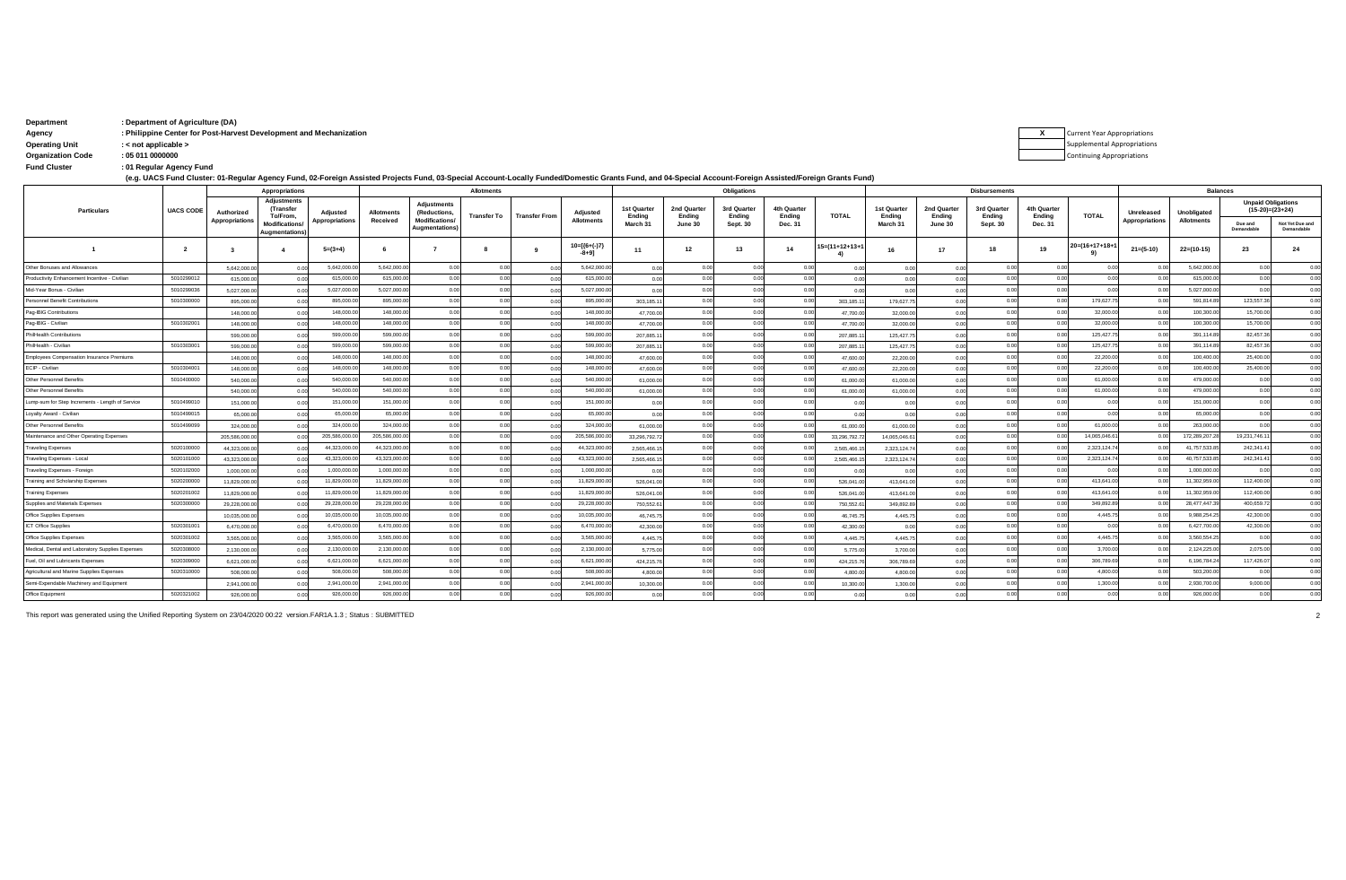**Department** : Department of Agriculture (DA)
**Agency** : Philippine Center for Post-Harvest Development and Mechanization
**Operating Unit** : < not applicable >
**Organization Code** : 05 011 0000000
**Fund Cluster** : 01 Regular Agency Fund

(e.g. UACS Fund Cluster: 01-Regular Agency Fund, 02-Foreign Assisted Projects Fund, 03-Special Account-Locally Funded/Domestic Grants Fund, and 04-Special Account-Foreign Assisted/Foreign Grants Fund)

| X | Current Year Appropriations |
|---|---|
| | Supplemental Appropriations |
| | Continuing Appropriations |

| Particulars | UACS CODE | Appropriations | | | Allotments | | | | | Obligations | | | | | Disbursements | | | | | Balances | | | |
|---|---|---|---|---|---|---|---|---|---|---|---|---|---|---|---|---|---|---|---|---|---|---|---|
| | | Authorized Appropriations | Adjustments (Transfer To/From, Modifications/ Augmentations) | Adjusted Appropriations | Allotments Received | Adjustments (Reductions, Modifications/ Augmentations) | Transfer To | Transfer From | Adjusted Allotments | 1st Quarter Ending March 31 | 2nd Quarter Ending June 30 | 3rd Quarter Ending Sept. 30 | 4th Quarter Ending Dec. 31 | TOTAL | 1st Quarter Ending March 31 | 2nd Quarter Ending June 30 | 3rd Quarter Ending Sept. 30 | 4th Quarter Ending Dec. 31 | TOTAL | Unreleased Appropriations | Unobligated Allotments | Unpaid Obligations (15-20)=(23+24) Due and Demandable | Unpaid Obligations (15-20)=(23+24) Not Yet Due and Demandable |
| 1 | 2 | 3 | 4 | 5=(3+4) | 6 | 7 | 8 | 9 | 10=[{6+(-)7}-8+9] | 11 | 12 | 13 | 14 | 15=(11+12+13+14) | 16 | 17 | 18 | 19 | 20=(16+17+18+19) | 21=(5-10) | 22=(10-15) | 23 | 24 |
| Other Bonuses and Allowances | | 5,642,000.00 | 0.00 | 5,642,000.00 | 5,642,000.00 | 0.00 | 0.00 | 0.00 | 5,642,000.00 | 0.00 | 0.00 | 0.00 | 0.00 | 0.00 | 0.00 | 0.00 | 0.00 | 0.00 | 0.00 | 0.00 | 5,642,000.00 | 0.00 | 0.00 |
| Productivity Enhancement Incentive - Civilian | 5010299012 | 615,000.00 | 0.00 | 615,000.00 | 615,000.00 | 0.00 | 0.00 | 0.00 | 615,000.00 | 0.00 | 0.00 | 0.00 | 0.00 | 0.00 | 0.00 | 0.00 | 0.00 | 0.00 | 0.00 | 0.00 | 615,000.00 | 0.00 | 0.00 |
| Mid-Year Bonus - Civilian | 5010299036 | 5,027,000.00 | 0.00 | 5,027,000.00 | 5,027,000.00 | 0.00 | 0.00 | 0.00 | 5,027,000.00 | 0.00 | 0.00 | 0.00 | 0.00 | 0.00 | 0.00 | 0.00 | 0.00 | 0.00 | 0.00 | 0.00 | 5,027,000.00 | 0.00 | 0.00 |
| Personnel Benefit Contributions | 5010300000 | 895,000.00 | 0.00 | 895,000.00 | 895,000.00 | 0.00 | 0.00 | 0.00 | 895,000.00 | 303,185.11 | 0.00 | 0.00 | 0.00 | 303,185.11 | 179,627.75 | 0.00 | 0.00 | 0.00 | 179,627.75 | 0.00 | 591,814.89 | 123,557.36 | 0.00 |
| Pag-IBIG Contributions | | 148,000.00 | 0.00 | 148,000.00 | 148,000.00 | 0.00 | 0.00 | 0.00 | 148,000.00 | 47,700.00 | 0.00 | 0.00 | 0.00 | 47,700.00 | 32,000.00 | 0.00 | 0.00 | 0.00 | 32,000.00 | 0.00 | 100,300.00 | 15,700.00 | 0.00 |
| Pag-IBIG - Civilian | 5010302001 | 148,000.00 | 0.00 | 148,000.00 | 148,000.00 | 0.00 | 0.00 | 0.00 | 148,000.00 | 47,700.00 | 0.00 | 0.00 | 0.00 | 47,700.00 | 32,000.00 | 0.00 | 0.00 | 0.00 | 32,000.00 | 0.00 | 100,300.00 | 15,700.00 | 0.00 |
| PhilHealth Contributions | | 599,000.00 | 0.00 | 599,000.00 | 599,000.00 | 0.00 | 0.00 | 0.00 | 599,000.00 | 207,885.11 | 0.00 | 0.00 | 0.00 | 207,885.11 | 125,427.75 | 0.00 | 0.00 | 0.00 | 125,427.75 | 0.00 | 391,114.89 | 82,457.36 | 0.00 |
| PhilHealth - Civilian | 5010303001 | 599,000.00 | 0.00 | 599,000.00 | 599,000.00 | 0.00 | 0.00 | 0.00 | 599,000.00 | 207,885.11 | 0.00 | 0.00 | 0.00 | 207,885.11 | 125,427.75 | 0.00 | 0.00 | 0.00 | 125,427.75 | 0.00 | 391,114.89 | 82,457.36 | 0.00 |
| Employees Compensation Insurance Premiums | | 148,000.00 | 0.00 | 148,000.00 | 148,000.00 | 0.00 | 0.00 | 0.00 | 148,000.00 | 47,600.00 | 0.00 | 0.00 | 0.00 | 47,600.00 | 22,200.00 | 0.00 | 0.00 | 0.00 | 22,200.00 | 0.00 | 100,400.00 | 25,400.00 | 0.00 |
| ECIP - Civilian | 5010304001 | 148,000.00 | 0.00 | 148,000.00 | 148,000.00 | 0.00 | 0.00 | 0.00 | 148,000.00 | 47,600.00 | 0.00 | 0.00 | 0.00 | 47,600.00 | 22,200.00 | 0.00 | 0.00 | 0.00 | 22,200.00 | 0.00 | 100,400.00 | 25,400.00 | 0.00 |
| Other Personnel Benefits | 5010400000 | 540,000.00 | 0.00 | 540,000.00 | 540,000.00 | 0.00 | 0.00 | 0.00 | 540,000.00 | 61,000.00 | 0.00 | 0.00 | 0.00 | 61,000.00 | 61,000.00 | 0.00 | 0.00 | 0.00 | 61,000.00 | 0.00 | 479,000.00 | 0.00 | 0.00 |
| Other Personnel Benefits | | 540,000.00 | 0.00 | 540,000.00 | 540,000.00 | 0.00 | 0.00 | 0.00 | 540,000.00 | 61,000.00 | 0.00 | 0.00 | 0.00 | 61,000.00 | 61,000.00 | 0.00 | 0.00 | 0.00 | 61,000.00 | 0.00 | 479,000.00 | 0.00 | 0.00 |
| Lump-sum for Step Increments - Length of Service | 5010499010 | 151,000.00 | 0.00 | 151,000.00 | 151,000.00 | 0.00 | 0.00 | 0.00 | 151,000.00 | 0.00 | 0.00 | 0.00 | 0.00 | 0.00 | 0.00 | 0.00 | 0.00 | 0.00 | 0.00 | 0.00 | 151,000.00 | 0.00 | 0.00 |
| Loyalty Award - Civilian | 5010499015 | 65,000.00 | 0.00 | 65,000.00 | 65,000.00 | 0.00 | 0.00 | 0.00 | 65,000.00 | 0.00 | 0.00 | 0.00 | 0.00 | 0.00 | 0.00 | 0.00 | 0.00 | 0.00 | 0.00 | 0.00 | 65,000.00 | 0.00 | 0.00 |
| Other Personnel Benefits | 5010499099 | 324,000.00 | 0.00 | 324,000.00 | 324,000.00 | 0.00 | 0.00 | 0.00 | 324,000.00 | 61,000.00 | 0.00 | 0.00 | 0.00 | 61,000.00 | 61,000.00 | 0.00 | 0.00 | 0.00 | 61,000.00 | 0.00 | 263,000.00 | 0.00 | 0.00 |
| Maintenance and Other Operating Expenses | | 205,586,000.00 | 0.00 | 205,586,000.00 | 205,586,000.00 | 0.00 | 0.00 | 0.00 | 205,586,000.00 | 33,296,792.72 | 0.00 | 0.00 | 0.00 | 33,296,792.72 | 14,065,046.61 | 0.00 | 0.00 | 0.00 | 14,065,046.61 | 0.00 | 172,289,207.28 | 19,231,746.11 | 0.00 |
| Traveling Expenses | 5020100000 | 44,323,000.00 | 0.00 | 44,323,000.00 | 44,323,000.00 | 0.00 | 0.00 | 0.00 | 44,323,000.00 | 2,565,466.15 | 0.00 | 0.00 | 0.00 | 2,565,466.15 | 2,323,124.74 | 0.00 | 0.00 | 0.00 | 2,323,124.74 | 0.00 | 41,757,533.85 | 242,341.41 | 0.00 |
| Traveling Expenses - Local | 5020101000 | 43,323,000.00 | 0.00 | 43,323,000.00 | 43,323,000.00 | 0.00 | 0.00 | 0.00 | 43,323,000.00 | 2,565,466.15 | 0.00 | 0.00 | 0.00 | 2,565,466.15 | 2,323,124.74 | 0.00 | 0.00 | 0.00 | 2,323,124.74 | 0.00 | 40,757,533.85 | 242,341.41 | 0.00 |
| Traveling Expenses - Foreign | 5020102000 | 1,000,000.00 | 0.00 | 1,000,000.00 | 1,000,000.00 | 0.00 | 0.00 | 0.00 | 1,000,000.00 | 0.00 | 0.00 | 0.00 | 0.00 | 0.00 | 0.00 | 0.00 | 0.00 | 0.00 | 0.00 | 0.00 | 1,000,000.00 | 0.00 | 0.00 |
| Training and Scholarship Expenses | 5020200000 | 11,829,000.00 | 0.00 | 11,829,000.00 | 11,829,000.00 | 0.00 | 0.00 | 0.00 | 11,829,000.00 | 526,041.00 | 0.00 | 0.00 | 0.00 | 526,041.00 | 413,641.00 | 0.00 | 0.00 | 0.00 | 413,641.00 | 0.00 | 11,302,959.00 | 112,400.00 | 0.00 |
| Training Expenses | 5020201002 | 11,829,000.00 | 0.00 | 11,829,000.00 | 11,829,000.00 | 0.00 | 0.00 | 0.00 | 11,829,000.00 | 526,041.00 | 0.00 | 0.00 | 0.00 | 526,041.00 | 413,641.00 | 0.00 | 0.00 | 0.00 | 413,641.00 | 0.00 | 11,302,959.00 | 112,400.00 | 0.00 |
| Supplies and Materials Expenses | 5020300000 | 29,228,000.00 | 0.00 | 29,228,000.00 | 29,228,000.00 | 0.00 | 0.00 | 0.00 | 29,228,000.00 | 750,552.61 | 0.00 | 0.00 | 0.00 | 750,552.61 | 349,892.89 | 0.00 | 0.00 | 0.00 | 349,892.89 | 0.00 | 28,477,447.39 | 400,659.72 | 0.00 |
| Office Supplies Expenses | | 10,035,000.00 | 0.00 | 10,035,000.00 | 10,035,000.00 | 0.00 | 0.00 | 0.00 | 10,035,000.00 | 46,745.75 | 0.00 | 0.00 | 0.00 | 46,745.75 | 4,445.75 | 0.00 | 0.00 | 0.00 | 4,445.75 | 0.00 | 9,988,254.25 | 42,300.00 | 0.00 |
| ICT Office Supplies | 5020301001 | 6,470,000.00 | 0.00 | 6,470,000.00 | 6,470,000.00 | 0.00 | 0.00 | 0.00 | 6,470,000.00 | 42,300.00 | 0.00 | 0.00 | 0.00 | 42,300.00 | 0.00 | 0.00 | 0.00 | 0.00 | 0.00 | 0.00 | 6,427,700.00 | 42,300.00 | 0.00 |
| Office Supplies Expenses | 5020301002 | 3,565,000.00 | 0.00 | 3,565,000.00 | 3,565,000.00 | 0.00 | 0.00 | 0.00 | 3,565,000.00 | 4,445.75 | 0.00 | 0.00 | 0.00 | 4,445.75 | 4,445.75 | 0.00 | 0.00 | 0.00 | 4,445.75 | 0.00 | 3,560,554.25 | 0.00 | 0.00 |
| Medical, Dental and Laboratory Supplies Expenses | 5020308000 | 2,130,000.00 | 0.00 | 2,130,000.00 | 2,130,000.00 | 0.00 | 0.00 | 0.00 | 2,130,000.00 | 5,775.00 | 0.00 | 0.00 | 0.00 | 5,775.00 | 3,700.00 | 0.00 | 0.00 | 0.00 | 3,700.00 | 0.00 | 2,124,225.00 | 2,075.00 | 0.00 |
| Fuel, Oil and Lubricants Expenses | 5020309000 | 6,621,000.00 | 0.00 | 6,621,000.00 | 6,621,000.00 | 0.00 | 0.00 | 0.00 | 6,621,000.00 | 424,215.76 | 0.00 | 0.00 | 0.00 | 424,215.76 | 306,789.69 | 0.00 | 0.00 | 0.00 | 306,789.69 | 0.00 | 6,196,784.24 | 117,426.07 | 0.00 |
| Agricultural and Marine Supplies Expenses | 5020310000 | 508,000.00 | 0.00 | 508,000.00 | 508,000.00 | 0.00 | 0.00 | 0.00 | 508,000.00 | 4,800.00 | 0.00 | 0.00 | 0.00 | 4,800.00 | 4,800.00 | 0.00 | 0.00 | 0.00 | 4,800.00 | 0.00 | 503,200.00 | 0.00 | 0.00 |
| Semi-Expendable Machinery and Equipment | | 2,941,000.00 | 0.00 | 2,941,000.00 | 2,941,000.00 | 0.00 | 0.00 | 0.00 | 2,941,000.00 | 10,300.00 | 0.00 | 0.00 | 0.00 | 10,300.00 | 1,300.00 | 0.00 | 0.00 | 0.00 | 1,300.00 | 0.00 | 2,930,700.00 | 9,000.00 | 0.00 |
| Office Equipment | 5020321002 | 926,000.00 | 0.00 | 926,000.00 | 926,000.00 | 0.00 | 0.00 | 0.00 | 926,000.00 | 0.00 | 0.00 | 0.00 | 0.00 | 0.00 | 0.00 | 0.00 | 0.00 | 0.00 | 0.00 | 0.00 | 926,000.00 | 0.00 | 0.00 |

This report was generated using the Unified Reporting System on 23/04/2020 00:22 version.FAR1A.1.3 ; Status : SUBMITTED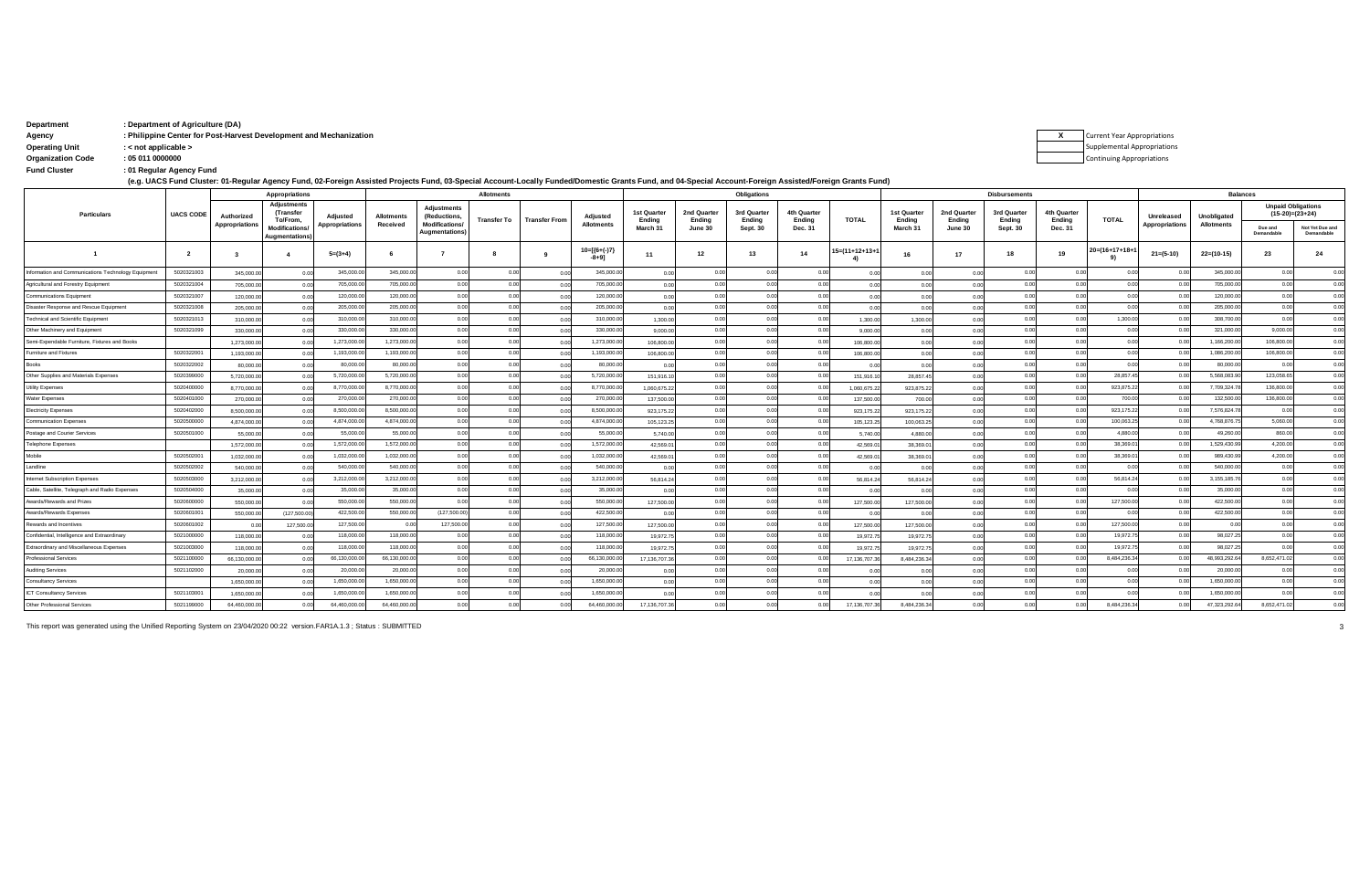**Department** : Department of Agriculture (DA)
**Agency** : Philippine Center for Post-Harvest Development and Mechanization
**Operating Unit** : < not applicable >
**Organization Code** : 05 011 0000000
**Fund Cluster** : 01 Regular Agency Fund

(e.g. UACS Fund Cluster: 01-Regular Agency Fund, 02-Foreign Assisted Projects Fund, 03-Special Account-Locally Funded/Domestic Grants Fund, and 04-Special Account-Foreign Assisted/Foreign Grants Fund)

| X | Current Year Appropriations |
|---|---|
| | Supplemental Appropriations |
| | Continuing Appropriations |

| Particulars | UACS CODE | Appropriations | | | Allotments | | | | | Obligations | | | | | Disbursements | | | | | Balances | | | |
|---|---|---|---|---|---|---|---|---|---|---|---|---|---|---|---|---|---|---|---|---|---|---|---|
| | | Authorized Appropriations | Adjustments (Transfer To/From, Modifications/ Augmentations) | Adjusted Appropriations | Allotments Received | Adjustments (Reductions, Modifications/ Augmentations) | Transfer To | Transfer From | Adjusted Allotments | 1st Quarter Ending March 31 | 2nd Quarter Ending June 30 | 3rd Quarter Ending Sept. 30 | 4th Quarter Ending Dec. 31 | TOTAL | 1st Quarter Ending March 31 | 2nd Quarter Ending June 30 | 3rd Quarter Ending Sept. 30 | 4th Quarter Ending Dec. 31 | TOTAL | Unreleased Appropriations | Unobligated Allotments | Unpaid Obligations (15-20)=(23+24) Due and Demandable | Unpaid Obligations (15-20)=(23+24) Not Yet Due and Demandable |
| 1 | 2 | 3 | 4 | 5=(3+4) | 6 | 7 | 8 | 9 | 10=[{6+(-)7}-8+9] | 11 | 12 | 13 | 14 | 15=(11+12+13+14) | 16 | 17 | 18 | 19 | 20=(16+17+18+19) | 21=(5-10) | 22=(10-15) | 23 | 24 |
| Information and Communications Technology Equipment | 5020321003 | 345,000.00 | 0.00 | 345,000.00 | 345,000.00 | 0.00 | 0.00 | 0.00 | 345,000.00 | 0.00 | 0.00 | 0.00 | 0.00 | 0.00 | 0.00 | 0.00 | 0.00 | 0.00 | 0.00 | 0.00 | 345,000.00 | 0.00 | 0.00 |
| Agricultural and Forestry Equipment | 5020321004 | 705,000.00 | 0.00 | 705,000.00 | 705,000.00 | 0.00 | 0.00 | 0.00 | 705,000.00 | 0.00 | 0.00 | 0.00 | 0.00 | 0.00 | 0.00 | 0.00 | 0.00 | 0.00 | 0.00 | 0.00 | 705,000.00 | 0.00 | 0.00 |
| Communications Equipment | 5020321007 | 120,000.00 | 0.00 | 120,000.00 | 120,000.00 | 0.00 | 0.00 | 0.00 | 120,000.00 | 0.00 | 0.00 | 0.00 | 0.00 | 0.00 | 0.00 | 0.00 | 0.00 | 0.00 | 0.00 | 0.00 | 120,000.00 | 0.00 | 0.00 |
| Disaster Response and Rescue Equipment | 5020321008 | 205,000.00 | 0.00 | 205,000.00 | 205,000.00 | 0.00 | 0.00 | 0.00 | 205,000.00 | 0.00 | 0.00 | 0.00 | 0.00 | 0.00 | 0.00 | 0.00 | 0.00 | 0.00 | 0.00 | 0.00 | 205,000.00 | 0.00 | 0.00 |
| Technical and Scientific Equipment | 5020321013 | 310,000.00 | 0.00 | 310,000.00 | 310,000.00 | 0.00 | 0.00 | 0.00 | 310,000.00 | 1,300.00 | 0.00 | 0.00 | 0.00 | 1,300.00 | 1,300.00 | 0.00 | 0.00 | 0.00 | 1,300.00 | 0.00 | 308,700.00 | 0.00 | 0.00 |
| Other Machinery and Equipment | 5020321099 | 330,000.00 | 0.00 | 330,000.00 | 330,000.00 | 0.00 | 0.00 | 0.00 | 330,000.00 | 9,000.00 | 0.00 | 0.00 | 0.00 | 9,000.00 | 0.00 | 0.00 | 0.00 | 0.00 | 0.00 | 0.00 | 321,000.00 | 9,000.00 | 0.00 |
| Semi-Expendable Furniture, Fixtures and Books | | 1,273,000.00 | 0.00 | 1,273,000.00 | 1,273,000.00 | 0.00 | 0.00 | 0.00 | 1,273,000.00 | 106,800.00 | 0.00 | 0.00 | 0.00 | 106,800.00 | 0.00 | 0.00 | 0.00 | 0.00 | 0.00 | 0.00 | 1,166,200.00 | 106,800.00 | 0.00 |
| Furniture and Fixtures | 5020322001 | 1,193,000.00 | 0.00 | 1,193,000.00 | 1,193,000.00 | 0.00 | 0.00 | 0.00 | 1,193,000.00 | 106,800.00 | 0.00 | 0.00 | 0.00 | 106,800.00 | 0.00 | 0.00 | 0.00 | 0.00 | 0.00 | 0.00 | 1,086,200.00 | 106,800.00 | 0.00 |
| Books | 5020322002 | 80,000.00 | 0.00 | 80,000.00 | 80,000.00 | 0.00 | 0.00 | 0.00 | 80,000.00 | 0.00 | 0.00 | 0.00 | 0.00 | 0.00 | 0.00 | 0.00 | 0.00 | 0.00 | 0.00 | 0.00 | 80,000.00 | 0.00 | 0.00 |
| Other Supplies and Materials Expenses | 5020399000 | 5,720,000.00 | 0.00 | 5,720,000.00 | 5,720,000.00 | 0.00 | 0.00 | 0.00 | 5,720,000.00 | 151,916.10 | 0.00 | 0.00 | 0.00 | 151,916.10 | 28,857.45 | 0.00 | 0.00 | 0.00 | 28,857.45 | 0.00 | 5,568,083.90 | 123,058.65 | 0.00 |
| Utility Expenses | 5020400000 | 8,770,000.00 | 0.00 | 8,770,000.00 | 8,770,000.00 | 0.00 | 0.00 | 0.00 | 8,770,000.00 | 1,060,675.22 | 0.00 | 0.00 | 0.00 | 1,060,675.22 | 923,875.22 | 0.00 | 0.00 | 0.00 | 923,875.22 | 0.00 | 7,709,324.78 | 136,800.00 | 0.00 |
| Water Expenses | 5020401000 | 270,000.00 | 0.00 | 270,000.00 | 270,000.00 | 0.00 | 0.00 | 0.00 | 270,000.00 | 137,500.00 | 0.00 | 0.00 | 0.00 | 137,500.00 | 700.00 | 0.00 | 0.00 | 0.00 | 700.00 | 0.00 | 132,500.00 | 136,800.00 | 0.00 |
| Electricity Expenses | 5020402000 | 8,500,000.00 | 0.00 | 8,500,000.00 | 8,500,000.00 | 0.00 | 0.00 | 0.00 | 8,500,000.00 | 923,175.22 | 0.00 | 0.00 | 0.00 | 923,175.22 | 923,175.22 | 0.00 | 0.00 | 0.00 | 923,175.22 | 0.00 | 7,576,824.78 | 0.00 | 0.00 |
| Communication Expenses | 5020500000 | 4,874,000.00 | 0.00 | 4,874,000.00 | 4,874,000.00 | 0.00 | 0.00 | 0.00 | 4,874,000.00 | 105,123.25 | 0.00 | 0.00 | 0.00 | 105,123.25 | 100,063.25 | 0.00 | 0.00 | 0.00 | 100,063.25 | 0.00 | 4,768,876.75 | 5,060.00 | 0.00 |
| Postage and Courier Services | 5020501000 | 55,000.00 | 0.00 | 55,000.00 | 55,000.00 | 0.00 | 0.00 | 0.00 | 55,000.00 | 5,740.00 | 0.00 | 0.00 | 0.00 | 5,740.00 | 4,880.00 | 0.00 | 0.00 | 0.00 | 4,880.00 | 0.00 | 49,260.00 | 860.00 | 0.00 |
| Telephone Expenses | | 1,572,000.00 | 0.00 | 1,572,000.00 | 1,572,000.00 | 0.00 | 0.00 | 0.00 | 1,572,000.00 | 42,569.01 | 0.00 | 0.00 | 0.00 | 42,569.01 | 38,369.01 | 0.00 | 0.00 | 0.00 | 38,369.01 | 0.00 | 1,529,430.99 | 4,200.00 | 0.00 |
| Mobile | 5020502001 | 1,032,000.00 | 0.00 | 1,032,000.00 | 1,032,000.00 | 0.00 | 0.00 | 0.00 | 1,032,000.00 | 42,569.01 | 0.00 | 0.00 | 0.00 | 42,569.01 | 38,369.01 | 0.00 | 0.00 | 0.00 | 38,369.01 | 0.00 | 989,430.99 | 4,200.00 | 0.00 |
| Landline | 5020502002 | 540,000.00 | 0.00 | 540,000.00 | 540,000.00 | 0.00 | 0.00 | 0.00 | 540,000.00 | 0.00 | 0.00 | 0.00 | 0.00 | 0.00 | 0.00 | 0.00 | 0.00 | 0.00 | 0.00 | 0.00 | 540,000.00 | 0.00 | 0.00 |
| Internet Subscription Expenses | 5020503000 | 3,212,000.00 | 0.00 | 3,212,000.00 | 3,212,000.00 | 0.00 | 0.00 | 0.00 | 3,212,000.00 | 56,814.24 | 0.00 | 0.00 | 0.00 | 56,814.24 | 56,814.24 | 0.00 | 0.00 | 0.00 | 56,814.24 | 0.00 | 3,155,185.76 | 0.00 | 0.00 |
| Cable, Satellite, Telegraph and Radio Expenses | 5020504000 | 35,000.00 | 0.00 | 35,000.00 | 35,000.00 | 0.00 | 0.00 | 0.00 | 35,000.00 | 0.00 | 0.00 | 0.00 | 0.00 | 0.00 | 0.00 | 0.00 | 0.00 | 0.00 | 0.00 | 0.00 | 35,000.00 | 0.00 | 0.00 |
| Awards/Rewards and Prizes | 5020600000 | 550,000.00 | 0.00 | 550,000.00 | 550,000.00 | 0.00 | 0.00 | 0.00 | 550,000.00 | 127,500.00 | 0.00 | 0.00 | 0.00 | 127,500.00 | 127,500.00 | 0.00 | 0.00 | 0.00 | 127,500.00 | 0.00 | 422,500.00 | 0.00 | 0.00 |
| Awards/Rewards Expenses | 5020601001 | 550,000.00 | (127,500.00) | 422,500.00 | 550,000.00 | (127,500.00) | 0.00 | 0.00 | 422,500.00 | 0.00 | 0.00 | 0.00 | 0.00 | 0.00 | 0.00 | 0.00 | 0.00 | 0.00 | 0.00 | 0.00 | 422,500.00 | 0.00 | 0.00 |
| Rewards and Incentives | 5020601002 | 0.00 | 127,500.00 | 127,500.00 | 0.00 | 127,500.00 | 0.00 | 0.00 | 127,500.00 | 127,500.00 | 0.00 | 0.00 | 0.00 | 127,500.00 | 127,500.00 | 0.00 | 0.00 | 0.00 | 127,500.00 | 0.00 | 0.00 | 0.00 | 0.00 |
| Confidential, Intelligence and Extraordinary | 5021000000 | 118,000.00 | 0.00 | 118,000.00 | 118,000.00 | 0.00 | 0.00 | 0.00 | 118,000.00 | 19,972.75 | 0.00 | 0.00 | 0.00 | 19,972.75 | 19,972.75 | 0.00 | 0.00 | 0.00 | 19,972.75 | 0.00 | 98,027.25 | 0.00 | 0.00 |
| Extraordinary and Miscellaneous Expenses | 5021003000 | 118,000.00 | 0.00 | 118,000.00 | 118,000.00 | 0.00 | 0.00 | 0.00 | 118,000.00 | 19,972.75 | 0.00 | 0.00 | 0.00 | 19,972.75 | 19,972.75 | 0.00 | 0.00 | 0.00 | 19,972.75 | 0.00 | 98,027.25 | 0.00 | 0.00 |
| Professional Services | 5021100000 | 66,130,000.00 | 0.00 | 66,130,000.00 | 66,130,000.00 | 0.00 | 0.00 | 0.00 | 66,130,000.00 | 17,136,707.36 | 0.00 | 0.00 | 0.00 | 17,136,707.36 | 8,484,236.34 | 0.00 | 0.00 | 0.00 | 8,484,236.34 | 0.00 | 48,993,292.64 | 8,652,471.02 | 0.00 |
| Auditing Services | 5021102000 | 20,000.00 | 0.00 | 20,000.00 | 20,000.00 | 0.00 | 0.00 | 0.00 | 20,000.00 | 0.00 | 0.00 | 0.00 | 0.00 | 0.00 | 0.00 | 0.00 | 0.00 | 0.00 | 0.00 | 0.00 | 20,000.00 | 0.00 | 0.00 |
| Consultancy Services | | 1,650,000.00 | 0.00 | 1,650,000.00 | 1,650,000.00 | 0.00 | 0.00 | 0.00 | 1,650,000.00 | 0.00 | 0.00 | 0.00 | 0.00 | 0.00 | 0.00 | 0.00 | 0.00 | 0.00 | 0.00 | 0.00 | 1,650,000.00 | 0.00 | 0.00 |
| ICT Consultancy Services | 5021103001 | 1,650,000.00 | 0.00 | 1,650,000.00 | 1,650,000.00 | 0.00 | 0.00 | 0.00 | 1,650,000.00 | 0.00 | 0.00 | 0.00 | 0.00 | 0.00 | 0.00 | 0.00 | 0.00 | 0.00 | 0.00 | 0.00 | 1,650,000.00 | 0.00 | 0.00 |
| Other Professional Services | 5021199000 | 64,460,000.00 | 0.00 | 64,460,000.00 | 64,460,000.00 | 0.00 | 0.00 | 0.00 | 64,460,000.00 | 17,136,707.36 | 0.00 | 0.00 | 0.00 | 17,136,707.36 | 8,484,236.34 | 0.00 | 0.00 | 0.00 | 8,484,236.34 | 0.00 | 47,323,292.64 | 8,652,471.02 | 0.00 |

This report was generated using the Unified Reporting System on 23/04/2020 00:22 version.FAR1A.1.3 ; Status : SUBMITTED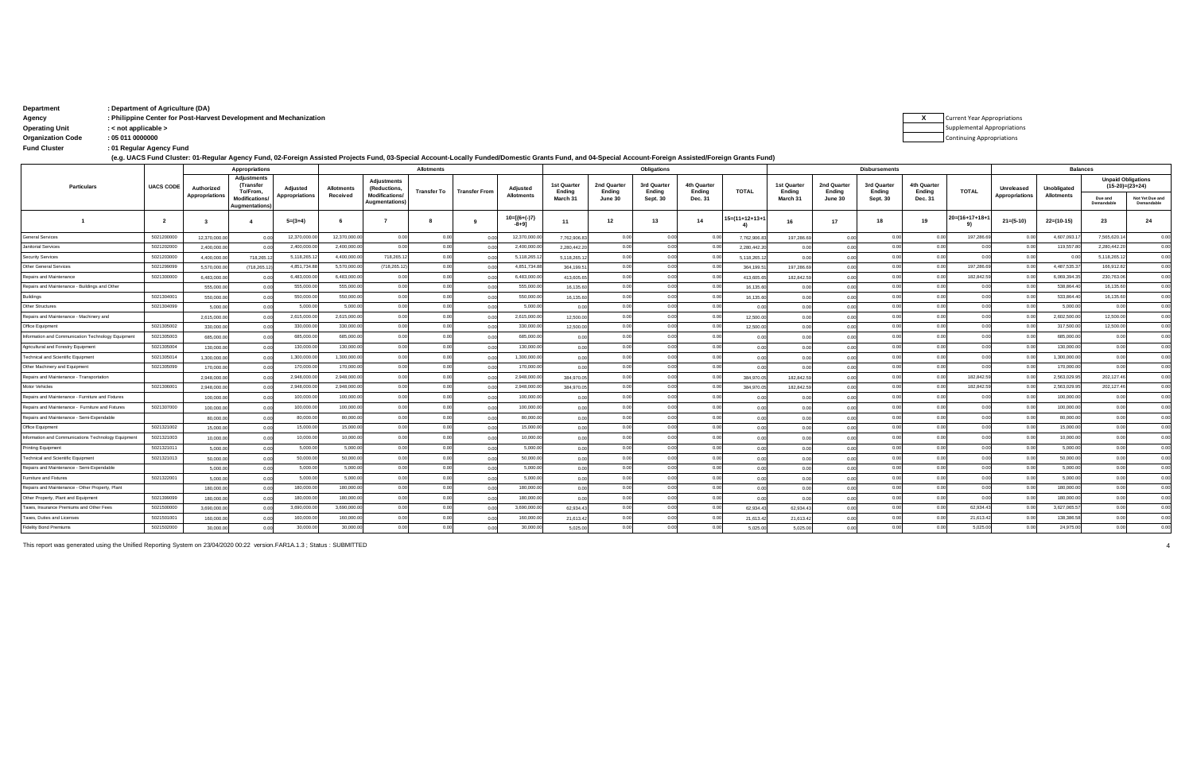**Department** : Department of Agriculture (DA)

**Agency** : Philippine Center for Post-Harvest Development and Mechanization

**Operating Unit** : < not applicable >

**Organization Code** : 05 011 0000000

**Fund Cluster** : 01 Regular Agency Fund

(e.g. UACS Fund Cluster: 01-Regular Agency Fund, 02-Foreign Assisted Projects Fund, 03-Special Account-Locally Funded/Domestic Grants Fund, and 04-Special Account-Foreign Assisted/Foreign Grants Fund)

| X | Current Year Appropriations |
|---|---|
| | Supplemental Appropriations |
| | Continuing Appropriations |

| Particulars | UACS CODE | Appropriations | | | Allotments | | | | | Obligations | | | | | Disbursements | | | | | Balances | | | |
|---|---|---|---|---|---|---|---|---|---|---|---|---|---|---|---|---|---|---|---|---|---|---|---|
| | | Authorized Appropriations | Adjustments (Transfer To/From, Modifications/ Augmentations) | Adjusted Appropriations | Allotments Received | Adjustments (Reductions, Modifications/ Augmentations) | Transfer To | Transfer From | Adjusted Allotments | 1st Quarter Ending March 31 | 2nd Quarter Ending June 30 | 3rd Quarter Ending Sept. 30 | 4th Quarter Ending Dec. 31 | TOTAL | 1st Quarter Ending March 31 | 2nd Quarter Ending June 30 | 3rd Quarter Ending Sept. 30 | 4th Quarter Ending Dec. 31 | TOTAL | Unreleased Appropriations | Unobligated Allotments | Unpaid Obligations (15-20)=(23+24) Due and Demandable | Unpaid Obligations (15-20)=(23+24) Not Yet Due and Demandable |
| 1 | 2 | 3 | 4 | 5=(3+4) | 6 | 7 | 8 | 9 | 10=[{6+(-)7}-8+9] | 11 | 12 | 13 | 14 | 15=(11+12+13+14) | 16 | 17 | 18 | 19 | 20=(16+17+18+19) | 21=(5-10) | 22=(10-15) | 23 | 24 |
| General Services | 5021200000 | 12,370,000.00 | 0.00 | 12,370,000.00 | 12,370,000.00 | 0.00 | 0.00 | 0.00 | 12,370,000.00 | 7,762,906.83 | 0.00 | 0.00 | 0.00 | 7,762,906.83 | 197,286.69 | 0.00 | 0.00 | 0.00 | 197,286.69 | 0.00 | 4,607,093.17 | 7,565,620.14 | 0.00 |
| Janitorial Services | 5021202000 | 2,400,000.00 | 0.00 | 2,400,000.00 | 2,400,000.00 | 0.00 | 0.00 | 0.00 | 2,400,000.00 | 2,280,442.20 | 0.00 | 0.00 | 0.00 | 2,280,442.20 | 0.00 | 0.00 | 0.00 | 0.00 | 0.00 | 0.00 | 119,557.80 | 2,280,442.20 | 0.00 |
| Security Services | 5021203000 | 4,400,000.00 | 718,265.12 | 5,118,265.12 | 4,400,000.00 | 718,265.12 | 0.00 | 0.00 | 5,118,265.12 | 5,118,265.12 | 0.00 | 0.00 | 0.00 | 5,118,265.12 | 0.00 | 0.00 | 0.00 | 0.00 | 0.00 | 0.00 | 0.00 | 5,118,265.12 | 0.00 |
| Other General Services | 5021299099 | 5,570,000.00 | (718,265.12) | 4,851,734.88 | 5,570,000.00 | (718,265.12) | 0.00 | 0.00 | 4,851,734.88 | 364,199.51 | 0.00 | 0.00 | 0.00 | 364,199.51 | 197,286.69 | 0.00 | 0.00 | 0.00 | 197,286.69 | 0.00 | 4,487,535.37 | 166,912.82 | 0.00 |
| Repairs and Maintenance | 5021300000 | 6,483,000.00 | 0.00 | 6,483,000.00 | 6,483,000.00 | 0.00 | 0.00 | 0.00 | 6,483,000.00 | 413,605.65 | 0.00 | 0.00 | 0.00 | 413,605.65 | 182,842.59 | 0.00 | 0.00 | 0.00 | 182,842.59 | 0.00 | 6,069,394.35 | 230,763.06 | 0.00 |
| Repairs and Maintenance - Buildings and Other | | 555,000.00 | 0.00 | 555,000.00 | 555,000.00 | 0.00 | 0.00 | 0.00 | 555,000.00 | 16,135.60 | 0.00 | 0.00 | 0.00 | 16,135.60 | 0.00 | 0.00 | 0.00 | 0.00 | 0.00 | 0.00 | 538,864.40 | 16,135.60 | 0.00 |
| Buildings | 5021304001 | 550,000.00 | 0.00 | 550,000.00 | 550,000.00 | 0.00 | 0.00 | 0.00 | 550,000.00 | 16,135.60 | 0.00 | 0.00 | 0.00 | 16,135.60 | 0.00 | 0.00 | 0.00 | 0.00 | 0.00 | 0.00 | 533,864.40 | 16,135.60 | 0.00 |
| Other Structures | 5021304099 | 5,000.00 | 0.00 | 5,000.00 | 5,000.00 | 0.00 | 0.00 | 0.00 | 5,000.00 | 0.00 | 0.00 | 0.00 | 0.00 | 0.00 | 0.00 | 0.00 | 0.00 | 0.00 | 0.00 | 0.00 | 5,000.00 | 0.00 | 0.00 |
| Repairs and Maintenance - Machinery and | | 2,615,000.00 | 0.00 | 2,615,000.00 | 2,615,000.00 | 0.00 | 0.00 | 0.00 | 2,615,000.00 | 12,500.00 | 0.00 | 0.00 | 0.00 | 12,500.00 | 0.00 | 0.00 | 0.00 | 0.00 | 0.00 | 0.00 | 2,602,500.00 | 12,500.00 | 0.00 |
| Office Equipment | 5021305002 | 330,000.00 | 0.00 | 330,000.00 | 330,000.00 | 0.00 | 0.00 | 0.00 | 330,000.00 | 12,500.00 | 0.00 | 0.00 | 0.00 | 12,500.00 | 0.00 | 0.00 | 0.00 | 0.00 | 0.00 | 0.00 | 317,500.00 | 12,500.00 | 0.00 |
| Information and Communication Technology Equipment | 5021305003 | 685,000.00 | 0.00 | 685,000.00 | 685,000.00 | 0.00 | 0.00 | 0.00 | 685,000.00 | 0.00 | 0.00 | 0.00 | 0.00 | 0.00 | 0.00 | 0.00 | 0.00 | 0.00 | 0.00 | 0.00 | 685,000.00 | 0.00 | 0.00 |
| Agricultural and Forestry Equipment | 5021305004 | 130,000.00 | 0.00 | 130,000.00 | 130,000.00 | 0.00 | 0.00 | 0.00 | 130,000.00 | 0.00 | 0.00 | 0.00 | 0.00 | 0.00 | 0.00 | 0.00 | 0.00 | 0.00 | 0.00 | 0.00 | 130,000.00 | 0.00 | 0.00 |
| Technical and Scientific Equipment | 5021305014 | 1,300,000.00 | 0.00 | 1,300,000.00 | 1,300,000.00 | 0.00 | 0.00 | 0.00 | 1,300,000.00 | 0.00 | 0.00 | 0.00 | 0.00 | 0.00 | 0.00 | 0.00 | 0.00 | 0.00 | 0.00 | 0.00 | 1,300,000.00 | 0.00 | 0.00 |
| Other Machinery and Equipment | 5021305099 | 170,000.00 | 0.00 | 170,000.00 | 170,000.00 | 0.00 | 0.00 | 0.00 | 170,000.00 | 0.00 | 0.00 | 0.00 | 0.00 | 0.00 | 0.00 | 0.00 | 0.00 | 0.00 | 0.00 | 0.00 | 170,000.00 | 0.00 | 0.00 |
| Repairs and Maintenance - Transportation | | 2,948,000.00 | 0.00 | 2,948,000.00 | 2,948,000.00 | 0.00 | 0.00 | 0.00 | 2,948,000.00 | 384,970.05 | 0.00 | 0.00 | 0.00 | 384,970.05 | 182,842.59 | 0.00 | 0.00 | 0.00 | 182,842.59 | 0.00 | 2,563,029.95 | 202,127.46 | 0.00 |
| Motor Vehicles | 5021306001 | 2,948,000.00 | 0.00 | 2,948,000.00 | 2,948,000.00 | 0.00 | 0.00 | 0.00 | 2,948,000.00 | 384,970.05 | 0.00 | 0.00 | 0.00 | 384,970.05 | 182,842.59 | 0.00 | 0.00 | 0.00 | 182,842.59 | 0.00 | 2,563,029.95 | 202,127.46 | 0.00 |
| Repairs and Maintenance - Furniture and Fixtures | | 100,000.00 | 0.00 | 100,000.00 | 100,000.00 | 0.00 | 0.00 | 0.00 | 100,000.00 | 0.00 | 0.00 | 0.00 | 0.00 | 0.00 | 0.00 | 0.00 | 0.00 | 0.00 | 0.00 | 0.00 | 100,000.00 | 0.00 | 0.00 |
| Repairs and Maintenance - Furniture and Fixtures | 5021307000 | 100,000.00 | 0.00 | 100,000.00 | 100,000.00 | 0.00 | 0.00 | 0.00 | 100,000.00 | 0.00 | 0.00 | 0.00 | 0.00 | 0.00 | 0.00 | 0.00 | 0.00 | 0.00 | 0.00 | 0.00 | 100,000.00 | 0.00 | 0.00 |
| Repairs and Maintenance - Semi-Expendable | | 80,000.00 | 0.00 | 80,000.00 | 80,000.00 | 0.00 | 0.00 | 0.00 | 80,000.00 | 0.00 | 0.00 | 0.00 | 0.00 | 0.00 | 0.00 | 0.00 | 0.00 | 0.00 | 0.00 | 0.00 | 80,000.00 | 0.00 | 0.00 |
| Office Equipment | 5021321002 | 15,000.00 | 0.00 | 15,000.00 | 15,000.00 | 0.00 | 0.00 | 0.00 | 15,000.00 | 0.00 | 0.00 | 0.00 | 0.00 | 0.00 | 0.00 | 0.00 | 0.00 | 0.00 | 0.00 | 0.00 | 15,000.00 | 0.00 | 0.00 |
| Information and Communications Technology Equipment | 5021321003 | 10,000.00 | 0.00 | 10,000.00 | 10,000.00 | 0.00 | 0.00 | 0.00 | 10,000.00 | 0.00 | 0.00 | 0.00 | 0.00 | 0.00 | 0.00 | 0.00 | 0.00 | 0.00 | 0.00 | 0.00 | 10,000.00 | 0.00 | 0.00 |
| Printing Equipment | 5021321011 | 5,000.00 | 0.00 | 5,000.00 | 5,000.00 | 0.00 | 0.00 | 0.00 | 5,000.00 | 0.00 | 0.00 | 0.00 | 0.00 | 0.00 | 0.00 | 0.00 | 0.00 | 0.00 | 0.00 | 0.00 | 5,000.00 | 0.00 | 0.00 |
| Technical and Scientific Equipment | 5021321013 | 50,000.00 | 0.00 | 50,000.00 | 50,000.00 | 0.00 | 0.00 | 0.00 | 50,000.00 | 0.00 | 0.00 | 0.00 | 0.00 | 0.00 | 0.00 | 0.00 | 0.00 | 0.00 | 0.00 | 0.00 | 50,000.00 | 0.00 | 0.00 |
| Repairs and Maintenance - Semi-Expendable | | 5,000.00 | 0.00 | 5,000.00 | 5,000.00 | 0.00 | 0.00 | 0.00 | 5,000.00 | 0.00 | 0.00 | 0.00 | 0.00 | 0.00 | 0.00 | 0.00 | 0.00 | 0.00 | 0.00 | 0.00 | 5,000.00 | 0.00 | 0.00 |
| Furniture and Fixtures | 5021322001 | 5,000.00 | 0.00 | 5,000.00 | 5,000.00 | 0.00 | 0.00 | 0.00 | 5,000.00 | 0.00 | 0.00 | 0.00 | 0.00 | 0.00 | 0.00 | 0.00 | 0.00 | 0.00 | 0.00 | 0.00 | 5,000.00 | 0.00 | 0.00 |
| Repairs and Maintenance - Other Property, Plant | | 180,000.00 | 0.00 | 180,000.00 | 180,000.00 | 0.00 | 0.00 | 0.00 | 180,000.00 | 0.00 | 0.00 | 0.00 | 0.00 | 0.00 | 0.00 | 0.00 | 0.00 | 0.00 | 0.00 | 0.00 | 180,000.00 | 0.00 | 0.00 |
| Other Property, Plant and Equipment | 5021399099 | 180,000.00 | 0.00 | 180,000.00 | 180,000.00 | 0.00 | 0.00 | 0.00 | 180,000.00 | 0.00 | 0.00 | 0.00 | 0.00 | 0.00 | 0.00 | 0.00 | 0.00 | 0.00 | 0.00 | 0.00 | 180,000.00 | 0.00 | 0.00 |
| Taxes, Insurance Premiums and Other Fees | 5021500000 | 3,690,000.00 | 0.00 | 3,690,000.00 | 3,690,000.00 | 0.00 | 0.00 | 0.00 | 3,690,000.00 | 62,934.43 | 0.00 | 0.00 | 0.00 | 62,934.43 | 62,934.43 | 0.00 | 0.00 | 0.00 | 62,934.43 | 0.00 | 3,627,065.57 | 0.00 | 0.00 |
| Taxes, Duties and Licenses | 5021501001 | 160,000.00 | 0.00 | 160,000.00 | 160,000.00 | 0.00 | 0.00 | 0.00 | 160,000.00 | 21,613.42 | 0.00 | 0.00 | 0.00 | 21,613.42 | 21,613.42 | 0.00 | 0.00 | 0.00 | 21,613.42 | 0.00 | 138,386.58 | 0.00 | 0.00 |
| Fidelity Bond Premiums | 5021502000 | 30,000.00 | 0.00 | 30,000.00 | 30,000.00 | 0.00 | 0.00 | 0.00 | 30,000.00 | 5,025.00 | 0.00 | 0.00 | 0.00 | 5,025.00 | 5,025.00 | 0.00 | 0.00 | 0.00 | 5,025.00 | 0.00 | 24,975.00 | 0.00 | 0.00 |

This report was generated using the Unified Reporting System on 23/04/2020 00:22 version.FAR1A.1.3 ; Status : SUBMITTED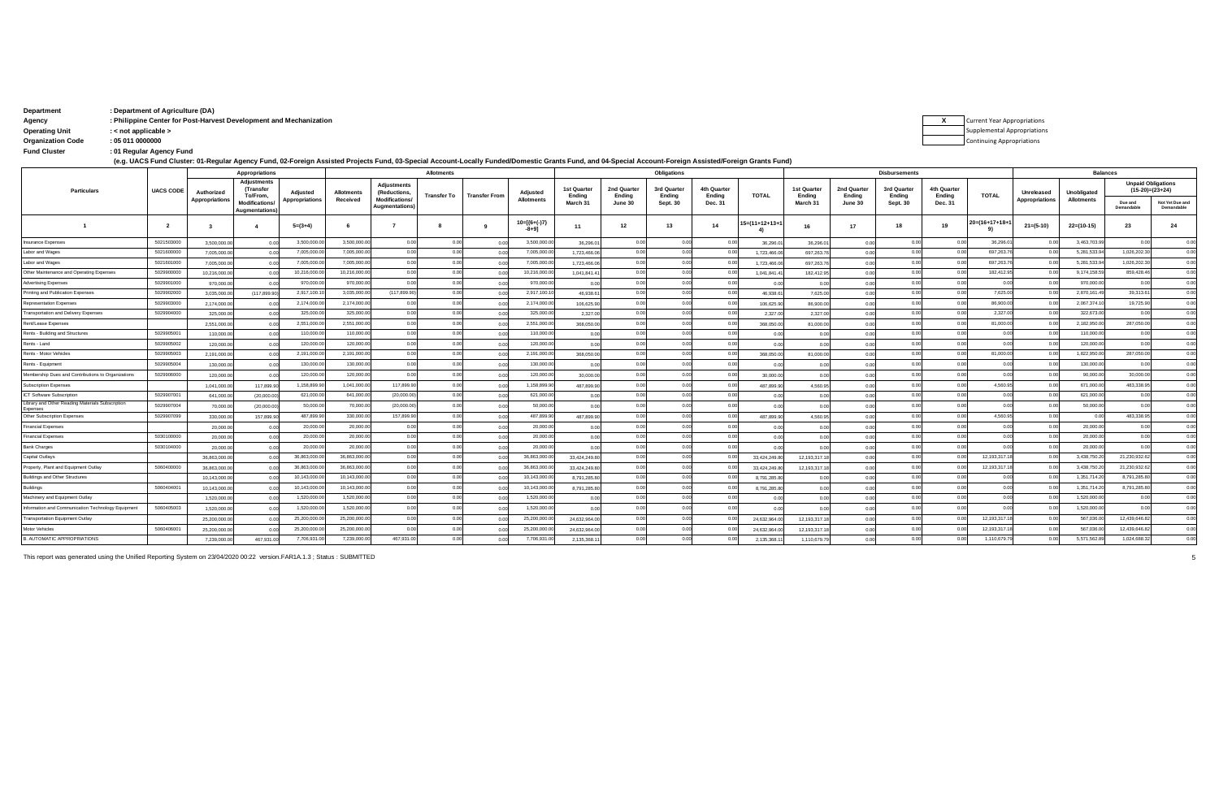**Department** : Department of Agriculture (DA)
**Agency** : Philippine Center for Post-Harvest Development and Mechanization
**Operating Unit** : < not applicable >
**Organization Code** : 05 011 0000000
**Fund Cluster** : 01 Regular Agency Fund

(e.g. UACS Fund Cluster: 01-Regular Agency Fund, 02-Foreign Assisted Projects Fund, 03-Special Account-Locally Funded/Domestic Grants Fund, and 04-Special Account-Foreign Assisted/Foreign Grants Fund)

| X | Current Year Appropriations |
|---|---|
| | Supplemental Appropriations |
| | Continuing Appropriations |

| Particulars | UACS CODE | Appropriations | | | Allotments | | | | | Obligations | | | | | Disbursements | | | | | Balances | | | |
|---|---|---|---|---|---|---|---|---|---|---|---|---|---|---|---|---|---|---|---|---|---|---|---|
| | | Authorized Appropriations | Adjustments (Transfer To/From, Modifications/ Augmentations) | Adjusted Appropriations | Allotments Received | Adjustments (Reductions, Modifications/ Augmentations) | Transfer To | Transfer From | Adjusted Allotments | 1st Quarter Ending March 31 | 2nd Quarter Ending June 30 | 3rd Quarter Ending Sept. 30 | 4th Quarter Ending Dec. 31 | TOTAL | 1st Quarter Ending March 31 | 2nd Quarter Ending June 30 | 3rd Quarter Ending Sept. 30 | 4th Quarter Ending Dec. 31 | TOTAL | Unreleased Appropriations | Unobligated Allotments | Unpaid Obligations (15-20)=(23+24) Due and Demandable | Not Yet Due and Demandable |
| 1 | 2 | 3 | 4 | 5=(3+4) | 6 | 7 | 8 | 9 | 10=[{6+(-)7}-8+9] | 11 | 12 | 13 | 14 | 15=(11+12+13+14) | 16 | 17 | 18 | 19 | 20=(16+17+18+19) | 21=(5-10) | 22=(10-15) | 23 | 24 |
| Insurance Expenses | 5021503000 | 3,500,000.00 | 0.00 | 3,500,000.00 | 3,500,000.00 | 0.00 | 0.00 | 0.00 | 3,500,000.00 | 36,296.01 | 0.00 | 0.00 | 0.00 | 36,296.01 | 36,296.01 | 0.00 | 0.00 | 0.00 | 36,296.01 | 0.00 | 3,463,703.99 | 0.00 | 0.00 |
| Labor and Wages | 5021600000 | 7,005,000.00 | 0.00 | 7,005,000.00 | 7,005,000.00 | 0.00 | 0.00 | 0.00 | 7,005,000.00 | 1,723,466.06 | 0.00 | 0.00 | 0.00 | 1,723,466.06 | 697,263.76 | 0.00 | 0.00 | 0.00 | 697,263.76 | 0.00 | 5,281,533.94 | 1,026,202.30 | 0.00 |
| Labor and Wages | 5021601000 | 7,005,000.00 | 0.00 | 7,005,000.00 | 7,005,000.00 | 0.00 | 0.00 | 0.00 | 7,005,000.00 | 1,723,466.06 | 0.00 | 0.00 | 0.00 | 1,723,466.06 | 697,263.76 | 0.00 | 0.00 | 0.00 | 697,263.76 | 0.00 | 5,281,533.94 | 1,026,202.30 | 0.00 |
| Other Maintenance and Operating Expenses | 5029900000 | 10,216,000.00 | 0.00 | 10,216,000.00 | 10,216,000.00 | 0.00 | 0.00 | 0.00 | 10,216,000.00 | 1,041,841.41 | 0.00 | 0.00 | 0.00 | 1,041,841.41 | 182,412.95 | 0.00 | 0.00 | 0.00 | 182,412.95 | 0.00 | 9,174,158.59 | 859,428.46 | 0.00 |
| Advertising Expenses | 5029901000 | 970,000.00 | 0.00 | 970,000.00 | 970,000.00 | 0.00 | 0.00 | 0.00 | 970,000.00 | 0.00 | 0.00 | 0.00 | 0.00 | 0.00 | 0.00 | 0.00 | 0.00 | 0.00 | 0.00 | 0.00 | 970,000.00 | 0.00 | 0.00 |
| Printing and Publication Expenses | 5029902000 | 3,035,000.00 | (117,899.90) | 2,917,100.10 | 3,035,000.00 | (117,899.90) | 0.00 | 0.00 | 2,917,100.10 | 46,938.61 | 0.00 | 0.00 | 0.00 | 46,938.61 | 7,625.00 | 0.00 | 0.00 | 0.00 | 7,625.00 | 0.00 | 2,870,161.49 | 39,313.61 | 0.00 |
| Representation Expenses | 5029903000 | 2,174,000.00 | 0.00 | 2,174,000.00 | 2,174,000.00 | 0.00 | 0.00 | 0.00 | 2,174,000.00 | 106,625.90 | 0.00 | 0.00 | 0.00 | 106,625.90 | 86,900.00 | 0.00 | 0.00 | 0.00 | 86,900.00 | 0.00 | 2,067,374.10 | 19,725.90 | 0.00 |
| Transportation and Delivery Expenses | 5029904000 | 325,000.00 | 0.00 | 325,000.00 | 325,000.00 | 0.00 | 0.00 | 0.00 | 325,000.00 | 2,327.00 | 0.00 | 0.00 | 0.00 | 2,327.00 | 2,327.00 | 0.00 | 0.00 | 0.00 | 2,327.00 | 0.00 | 322,673.00 | 0.00 | 0.00 |
| Rent/Lease Expenses | | 2,551,000.00 | 0.00 | 2,551,000.00 | 2,551,000.00 | 0.00 | 0.00 | 0.00 | 2,551,000.00 | 368,050.00 | 0.00 | 0.00 | 0.00 | 368,050.00 | 81,000.00 | 0.00 | 0.00 | 0.00 | 81,000.00 | 0.00 | 2,182,950.00 | 287,050.00 | 0.00 |
| Rents - Building and Structures | 5029905001 | 110,000.00 | 0.00 | 110,000.00 | 110,000.00 | 0.00 | 0.00 | 0.00 | 110,000.00 | 0.00 | 0.00 | 0.00 | 0.00 | 0.00 | 0.00 | 0.00 | 0.00 | 0.00 | 0.00 | 0.00 | 110,000.00 | 0.00 | 0.00 |
| Rents - Land | 5029905002 | 120,000.00 | 0.00 | 120,000.00 | 120,000.00 | 0.00 | 0.00 | 0.00 | 120,000.00 | 0.00 | 0.00 | 0.00 | 0.00 | 0.00 | 0.00 | 0.00 | 0.00 | 0.00 | 0.00 | 0.00 | 120,000.00 | 0.00 | 0.00 |
| Rents - Motor Vehicles | 5029905003 | 2,191,000.00 | 0.00 | 2,191,000.00 | 2,191,000.00 | 0.00 | 0.00 | 0.00 | 2,191,000.00 | 368,050.00 | 0.00 | 0.00 | 0.00 | 368,050.00 | 81,000.00 | 0.00 | 0.00 | 0.00 | 81,000.00 | 0.00 | 1,822,950.00 | 287,050.00 | 0.00 |
| Rents - Equipment | 5029905004 | 130,000.00 | 0.00 | 130,000.00 | 130,000.00 | 0.00 | 0.00 | 0.00 | 130,000.00 | 0.00 | 0.00 | 0.00 | 0.00 | 0.00 | 0.00 | 0.00 | 0.00 | 0.00 | 0.00 | 0.00 | 130,000.00 | 0.00 | 0.00 |
| Membership Dues and Contributions to Organizations | 5029906000 | 120,000.00 | 0.00 | 120,000.00 | 120,000.00 | 0.00 | 0.00 | 0.00 | 120,000.00 | 30,000.00 | 0.00 | 0.00 | 0.00 | 30,000.00 | 0.00 | 0.00 | 0.00 | 0.00 | 0.00 | 0.00 | 90,000.00 | 30,000.00 | 0.00 |
| Subscription Expenses | | 1,041,000.00 | 117,899.90 | 1,158,899.90 | 1,041,000.00 | 117,899.90 | 0.00 | 0.00 | 1,158,899.90 | 487,899.90 | 0.00 | 0.00 | 0.00 | 487,899.90 | 4,560.95 | 0.00 | 0.00 | 0.00 | 4,560.95 | 0.00 | 671,000.00 | 483,338.95 | 0.00 |
| ICT Software Subscription | 5029907001 | 641,000.00 | (20,000.00) | 621,000.00 | 641,000.00 | (20,000.00) | 0.00 | 0.00 | 621,000.00 | 0.00 | 0.00 | 0.00 | 0.00 | 0.00 | 0.00 | 0.00 | 0.00 | 0.00 | 0.00 | 0.00 | 621,000.00 | 0.00 | 0.00 |
| Library and Other Reading Materials Subscription Expenses | 5029907004 | 70,000.00 | (20,000.00) | 50,000.00 | 70,000.00 | (20,000.00) | 0.00 | 0.00 | 50,000.00 | 0.00 | 0.00 | 0.00 | 0.00 | 0.00 | 0.00 | 0.00 | 0.00 | 0.00 | 0.00 | 0.00 | 50,000.00 | 0.00 | 0.00 |
| Other Subscription Expenses | 5029907099 | 330,000.00 | 157,899.90 | 487,899.90 | 330,000.00 | 157,899.90 | 0.00 | 0.00 | 487,899.90 | 487,899.90 | 0.00 | 0.00 | 0.00 | 487,899.90 | 4,560.95 | 0.00 | 0.00 | 0.00 | 4,560.95 | 0.00 | 0.00 | 483,338.95 | 0.00 |
| Financial Expenses | | 20,000.00 | 0.00 | 20,000.00 | 20,000.00 | 0.00 | 0.00 | 0.00 | 20,000.00 | 0.00 | 0.00 | 0.00 | 0.00 | 0.00 | 0.00 | 0.00 | 0.00 | 0.00 | 0.00 | 0.00 | 20,000.00 | 0.00 | 0.00 |
| Financial Expenses | 5030100000 | 20,000.00 | 0.00 | 20,000.00 | 20,000.00 | 0.00 | 0.00 | 0.00 | 20,000.00 | 0.00 | 0.00 | 0.00 | 0.00 | 0.00 | 0.00 | 0.00 | 0.00 | 0.00 | 0.00 | 0.00 | 20,000.00 | 0.00 | 0.00 |
| Bank Charges | 5030104000 | 20,000.00 | 0.00 | 20,000.00 | 20,000.00 | 0.00 | 0.00 | 0.00 | 20,000.00 | 0.00 | 0.00 | 0.00 | 0.00 | 0.00 | 0.00 | 0.00 | 0.00 | 0.00 | 0.00 | 0.00 | 20,000.00 | 0.00 | 0.00 |
| Capital Outlays | | 36,863,000.00 | 0.00 | 36,863,000.00 | 36,863,000.00 | 0.00 | 0.00 | 0.00 | 36,863,000.00 | 33,424,249.80 | 0.00 | 0.00 | 0.00 | 33,424,249.80 | 12,193,317.18 | 0.00 | 0.00 | 0.00 | 12,193,317.18 | 0.00 | 3,438,750.20 | 21,230,932.62 | 0.00 |
| Property, Plant and Equipment Outlay | 5060400000 | 36,863,000.00 | 0.00 | 36,863,000.00 | 36,863,000.00 | 0.00 | 0.00 | 0.00 | 36,863,000.00 | 33,424,249.80 | 0.00 | 0.00 | 0.00 | 33,424,249.80 | 12,193,317.18 | 0.00 | 0.00 | 0.00 | 12,193,317.18 | 0.00 | 3,438,750.20 | 21,230,932.62 | 0.00 |
| Buildings and Other Structures | | 10,143,000.00 | 0.00 | 10,143,000.00 | 10,143,000.00 | 0.00 | 0.00 | 0.00 | 10,143,000.00 | 8,791,285.80 | 0.00 | 0.00 | 0.00 | 8,791,285.80 | 0.00 | 0.00 | 0.00 | 0.00 | 0.00 | 0.00 | 1,351,714.20 | 8,791,285.80 | 0.00 |
| Buildings | 5060404001 | 10,143,000.00 | 0.00 | 10,143,000.00 | 10,143,000.00 | 0.00 | 0.00 | 0.00 | 10,143,000.00 | 8,791,285.80 | 0.00 | 0.00 | 0.00 | 8,791,285.80 | 0.00 | 0.00 | 0.00 | 0.00 | 0.00 | 0.00 | 1,351,714.20 | 8,791,285.80 | 0.00 |
| Machinery and Equipment Outlay | | 1,520,000.00 | 0.00 | 1,520,000.00 | 1,520,000.00 | 0.00 | 0.00 | 0.00 | 1,520,000.00 | 0.00 | 0.00 | 0.00 | 0.00 | 0.00 | 0.00 | 0.00 | 0.00 | 0.00 | 0.00 | 0.00 | 1,520,000.00 | 0.00 | 0.00 |
| Information and Communication Technology Equipment | 5060405003 | 1,520,000.00 | 0.00 | 1,520,000.00 | 1,520,000.00 | 0.00 | 0.00 | 0.00 | 1,520,000.00 | 0.00 | 0.00 | 0.00 | 0.00 | 0.00 | 0.00 | 0.00 | 0.00 | 0.00 | 0.00 | 0.00 | 1,520,000.00 | 0.00 | 0.00 |
| Transportation Equipment Outlay | | 25,200,000.00 | 0.00 | 25,200,000.00 | 25,200,000.00 | 0.00 | 0.00 | 0.00 | 25,200,000.00 | 24,632,964.00 | 0.00 | 0.00 | 0.00 | 24,632,964.00 | 12,193,317.18 | 0.00 | 0.00 | 0.00 | 12,193,317.18 | 0.00 | 567,036.00 | 12,439,646.82 | 0.00 |
| Motor Vehicles | 5060406001 | 25,200,000.00 | 0.00 | 25,200,000.00 | 25,200,000.00 | 0.00 | 0.00 | 0.00 | 25,200,000.00 | 24,632,964.00 | 0.00 | 0.00 | 0.00 | 24,632,964.00 | 12,193,317.18 | 0.00 | 0.00 | 0.00 | 12,193,317.18 | 0.00 | 567,036.00 | 12,439,646.82 | 0.00 |
| B. AUTOMATIC APPROPRIATIONS | | 7,239,000.00 | 467,931.00 | 7,706,931.00 | 7,239,000.00 | 467,931.00 | 0.00 | 0.00 | 7,706,931.00 | 2,135,368.11 | 0.00 | 0.00 | 0.00 | 2,135,368.11 | 1,110,679.79 | 0.00 | 0.00 | 0.00 | 1,110,679.79 | 0.00 | 5,571,562.89 | 1,024,688.32 | 0.00 |

This report was generated using the Unified Reporting System on 23/04/2020 00:22 version.FAR1A.1.3 ; Status : SUBMITTED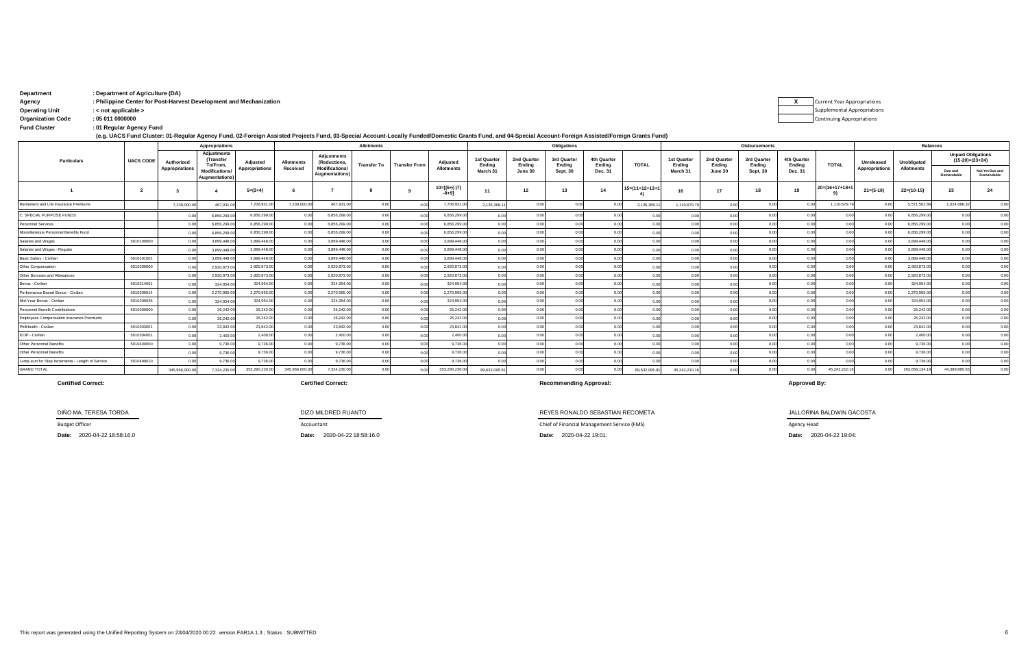**Department** : Department of Agriculture (DA)
**Agency** : Philippine Center for Post-Harvest Development and Mechanization
**Operating Unit** : < not applicable >
**Organization Code** : 05 011 0000000
**Fund Cluster** : 01 Regular Agency Fund

(e.g. UACS Fund Cluster: 01-Regular Agency Fund, 02-Foreign Assisted Projects Fund, 03-Special Account-Locally Funded/Domestic Grants Fund, and 04-Special Account-Foreign Assisted/Foreign Grants Fund)

| X | Current Year Appropriations |
|---|---|
| | Supplemental Appropriations |
| | Continuing Appropriations |

| Particulars | UACS CODE | Appropriations | | | Allotments | | | | | Obligations | | | | | Disbursements | | | | | Balances | | | |
|---|---|---|---|---|---|---|---|---|---|---|---|---|---|---|---|---|---|---|---|---|---|---|---|
| | | Authorized Appropriations | Adjustments (Transfer To/From, Modifications/ Augmentations) | Adjusted Appropriations | Allotments Received | Adjustments (Reductions, Modifications/ Augmentations) | Transfer To | Transfer From | Adjusted Allotments | 1st Quarter Ending March 31 | 2nd Quarter Ending June 30 | 3rd Quarter Ending Sept. 30 | 4th Quarter Ending Dec. 31 | TOTAL | 1st Quarter Ending March 31 | 2nd Quarter Ending June 30 | 3rd Quarter Ending Sept. 30 | 4th Quarter Ending Dec. 31 | TOTAL | Unreleased Appropriations | Unobligated Allotments | Unpaid Obligations (15-20)=(23+24) Due and Demandable | Not Yet Due and Demandable |
| 1 | 2 | 3 | 4 | 5=(3+4) | 6 | 7 | 8 | 9 | 10=[{6+(-)7}-8+9] | 11 | 12 | 13 | 14 | 15=(11+12+13+14) | 16 | 17 | 18 | 19 | 20=(16+17+18+19) | 21=(5-10) | 22=(10-15) | 23 | 24 |
| Retirement and Life Insurance Premiums | | 7,239,000.00 | 467,931.00 | 7,706,931.00 | 7,239,000.00 | 467,931.00 | 0.00 | 0.00 | 7,706,931.00 | 2,135,368.11 | 0.00 | 0.00 | 0.00 | 2,135,368.11 | 1,110,679.79 | 0.00 | 0.00 | 0.00 | 1,110,679.79 | 0.00 | 5,571,562.89 | 1,024,688.32 | 0.00 |
| C. SPECIAL PURPOSE FUNDS | | 0.00 | 6,856,299.00 | 6,856,299.00 | 0.00 | 6,856,299.00 | 0.00 | 0.00 | 6,856,299.00 | 0.00 | 0.00 | 0.00 | 0.00 | 0.00 | 0.00 | 0.00 | 0.00 | 0.00 | 0.00 | 0.00 | 6,856,299.00 | 0.00 | 0.00 |
| Personnel Services | | 0.00 | 6,856,299.00 | 6,856,299.00 | 0.00 | 6,856,299.00 | 0.00 | 0.00 | 6,856,299.00 | 0.00 | 0.00 | 0.00 | 0.00 | 0.00 | 0.00 | 0.00 | 0.00 | 0.00 | 0.00 | 0.00 | 6,856,299.00 | 0.00 | 0.00 |
| Miscellaneous Personnel Benefits Fund | | 0.00 | 6,856,299.00 | 6,856,299.00 | 0.00 | 6,856,299.00 | 0.00 | 0.00 | 6,856,299.00 | 0.00 | 0.00 | 0.00 | 0.00 | 0.00 | 0.00 | 0.00 | 0.00 | 0.00 | 0.00 | 0.00 | 6,856,299.00 | 0.00 | 0.00 |
| Salaries and Wages | 5010100000 | 0.00 | 3,899,448.00 | 3,899,448.00 | 0.00 | 3,899,448.00 | 0.00 | 0.00 | 3,899,448.00 | 0.00 | 0.00 | 0.00 | 0.00 | 0.00 | 0.00 | 0.00 | 0.00 | 0.00 | 0.00 | 0.00 | 3,899,448.00 | 0.00 | 0.00 |
| Salaries and Wages - Regular | | 0.00 | 3,899,448.00 | 3,899,448.00 | 0.00 | 3,899,448.00 | 0.00 | 0.00 | 3,899,448.00 | 0.00 | 0.00 | 0.00 | 0.00 | 0.00 | 0.00 | 0.00 | 0.00 | 0.00 | 0.00 | 0.00 | 3,899,448.00 | 0.00 | 0.00 |
| Basic Salary - Civilian | 5010101001 | 0.00 | 3,899,448.00 | 3,899,448.00 | 0.00 | 3,899,448.00 | 0.00 | 0.00 | 3,899,448.00 | 0.00 | 0.00 | 0.00 | 0.00 | 0.00 | 0.00 | 0.00 | 0.00 | 0.00 | 0.00 | 0.00 | 3,899,448.00 | 0.00 | 0.00 |
| Other Compensation | 5010200000 | 0.00 | 2,920,873.00 | 2,920,873.00 | 0.00 | 2,920,873.00 | 0.00 | 0.00 | 2,920,873.00 | 0.00 | 0.00 | 0.00 | 0.00 | 0.00 | 0.00 | 0.00 | 0.00 | 0.00 | 0.00 | 0.00 | 2,920,873.00 | 0.00 | 0.00 |
| Other Bonuses and Allowances | | 0.00 | 2,920,873.00 | 2,920,873.00 | 0.00 | 2,920,873.00 | 0.00 | 0.00 | 2,920,873.00 | 0.00 | 0.00 | 0.00 | 0.00 | 0.00 | 0.00 | 0.00 | 0.00 | 0.00 | 0.00 | 0.00 | 2,920,873.00 | 0.00 | 0.00 |
| Bonus - Civilian | 5010214001 | 0.00 | 324,954.00 | 324,954.00 | 0.00 | 324,954.00 | 0.00 | 0.00 | 324,954.00 | 0.00 | 0.00 | 0.00 | 0.00 | 0.00 | 0.00 | 0.00 | 0.00 | 0.00 | 0.00 | 0.00 | 324,954.00 | 0.00 | 0.00 |
| Performance Based Bonus - Civilian | 5010299014 | 0.00 | 2,270,965.00 | 2,270,965.00 | 0.00 | 2,270,965.00 | 0.00 | 0.00 | 2,270,965.00 | 0.00 | 0.00 | 0.00 | 0.00 | 0.00 | 0.00 | 0.00 | 0.00 | 0.00 | 0.00 | 0.00 | 2,270,965.00 | 0.00 | 0.00 |
| Mid-Year Bonus - Civilian | 5010299036 | 0.00 | 324,954.00 | 324,954.00 | 0.00 | 324,954.00 | 0.00 | 0.00 | 324,954.00 | 0.00 | 0.00 | 0.00 | 0.00 | 0.00 | 0.00 | 0.00 | 0.00 | 0.00 | 0.00 | 0.00 | 324,954.00 | 0.00 | 0.00 |
| Personnel Benefit Contributions | 5010300000 | 0.00 | 26,242.00 | 26,242.00 | 0.00 | 26,242.00 | 0.00 | 0.00 | 26,242.00 | 0.00 | 0.00 | 0.00 | 0.00 | 0.00 | 0.00 | 0.00 | 0.00 | 0.00 | 0.00 | 0.00 | 26,242.00 | 0.00 | 0.00 |
| Employees Compensation Insurance Premiums | | 0.00 | 26,242.00 | 26,242.00 | 0.00 | 26,242.00 | 0.00 | 0.00 | 26,242.00 | 0.00 | 0.00 | 0.00 | 0.00 | 0.00 | 0.00 | 0.00 | 0.00 | 0.00 | 0.00 | 0.00 | 26,242.00 | 0.00 | 0.00 |
| PhilHealth - Civilian | 5010303001 | 0.00 | 23,842.00 | 23,842.00 | 0.00 | 23,842.00 | 0.00 | 0.00 | 23,842.00 | 0.00 | 0.00 | 0.00 | 0.00 | 0.00 | 0.00 | 0.00 | 0.00 | 0.00 | 0.00 | 0.00 | 23,842.00 | 0.00 | 0.00 |
| ECIP - Civilian | 5010304001 | 0.00 | 2,400.00 | 2,400.00 | 0.00 | 2,400.00 | 0.00 | 0.00 | 2,400.00 | 0.00 | 0.00 | 0.00 | 0.00 | 0.00 | 0.00 | 0.00 | 0.00 | 0.00 | 0.00 | 0.00 | 2,400.00 | 0.00 | 0.00 |
| Other Personnel Benefits | 5010400000 | 0.00 | 9,736.00 | 9,736.00 | 0.00 | 9,736.00 | 0.00 | 0.00 | 9,736.00 | 0.00 | 0.00 | 0.00 | 0.00 | 0.00 | 0.00 | 0.00 | 0.00 | 0.00 | 0.00 | 0.00 | 9,736.00 | 0.00 | 0.00 |
| Other Personnel Benefits | | 0.00 | 9,736.00 | 9,736.00 | 0.00 | 9,736.00 | 0.00 | 0.00 | 9,736.00 | 0.00 | 0.00 | 0.00 | 0.00 | 0.00 | 0.00 | 0.00 | 0.00 | 0.00 | 0.00 | 0.00 | 9,736.00 | 0.00 | 0.00 |
| Lump-sum for Step Increments - Length of Service | 5010499010 | 0.00 | 9,736.00 | 9,736.00 | 0.00 | 9,736.00 | 0.00 | 0.00 | 9,736.00 | 0.00 | 0.00 | 0.00 | 0.00 | 0.00 | 0.00 | 0.00 | 0.00 | 0.00 | 0.00 | 0.00 | 9,736.00 | 0.00 | 0.00 |
| GRAND TOTAL | | 345,966,000.00 | 7,324,230.00 | 353,290,230.00 | 345,966,000.00 | 7,324,230.00 | 0.00 | 0.00 | 353,290,230.00 | 89,632,095.81 | 0.00 | 0.00 | 0.00 | 89,632,095.81 | 45,242,210.16 | 0.00 | 0.00 | 0.00 | 45,242,210.16 | 0.00 | 263,658,134.19 | 44,389,885.65 | 0.00 |

**Certified Correct:**

DIÑO MA. TERESA TORDA
Budget Officer
**Date:** 2020-04-22 18:58:16.0

**Certified Correct:**

DIZO MILDRED RUANTO
Accountant
**Date:** 2020-04-22 18:58:16.0

**Recommending Approval:**

REYES RONALDO SEBASTIAN RECOMETA
Chief of Financial Management Service (FMS)
**Date:** 2020-04-22 19:01:

**Approved By:**

JALLORINA BALDWIN GACOSTA
Agency Head
**Date:** 2020-04-22 19:04:

This report was generated using the Unified Reporting System on 23/04/2020 00:22 version.FAR1A.1.3 ; Status : SUBMITTED